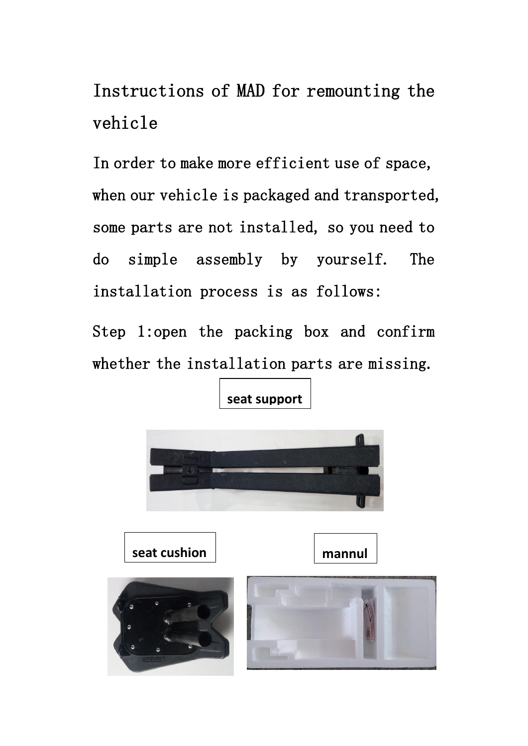# Instructions of MAD for remounting the vehicle

In order to make more efficient use of space, when our vehicle is packaged and transported, some parts are not installed, so you need to do simple assembly by yourself. The installation process is as follows:

Step 1:open the packing box and confirm whether the installation parts are missing.

**seat support**

**seat cushion**

**mannul**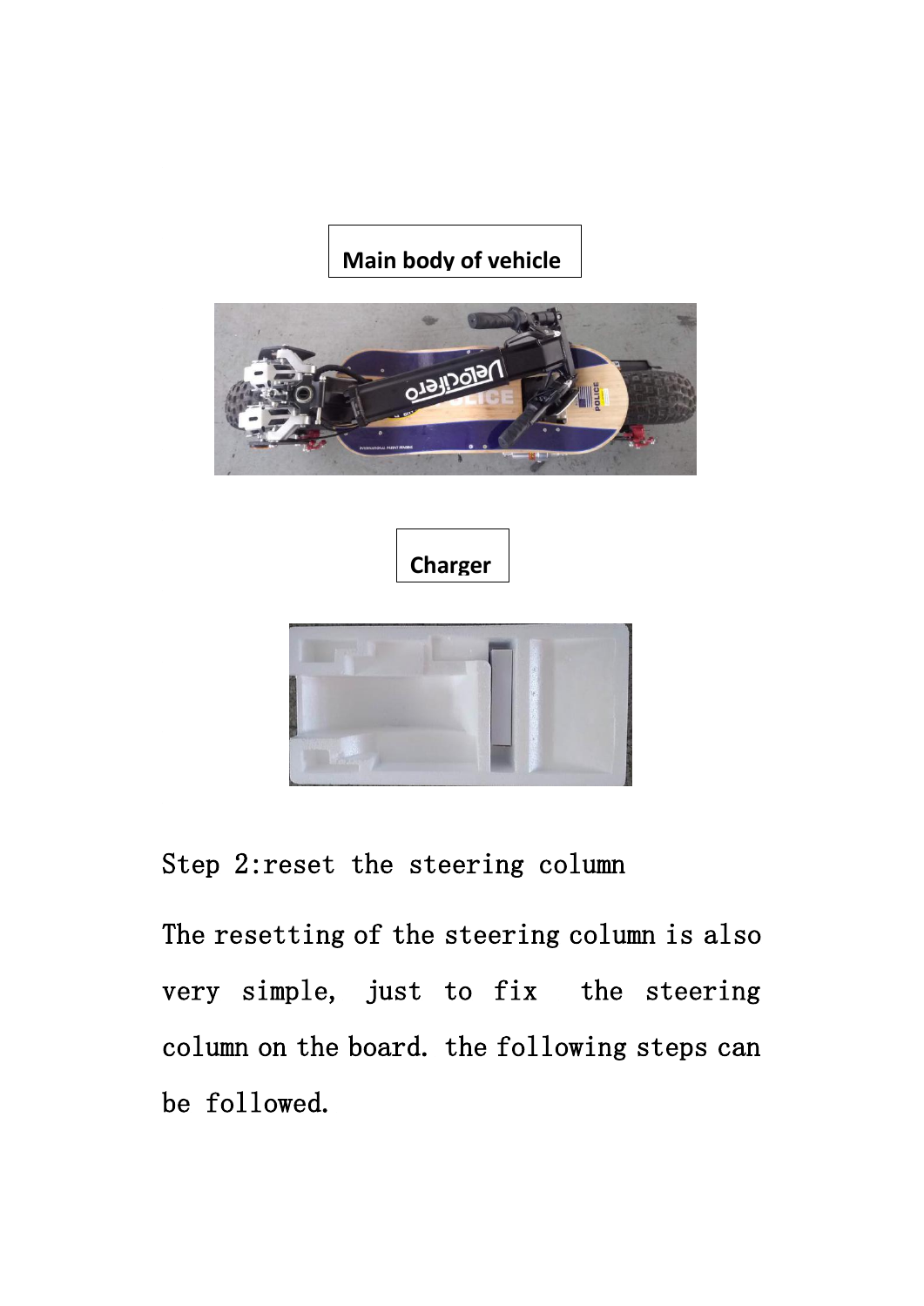Main body of vehicle

Charger

Step 2:reset the steering column

The resetting of the steering column is also very simple, just to fix the steering column on the board. the following steps can be followed.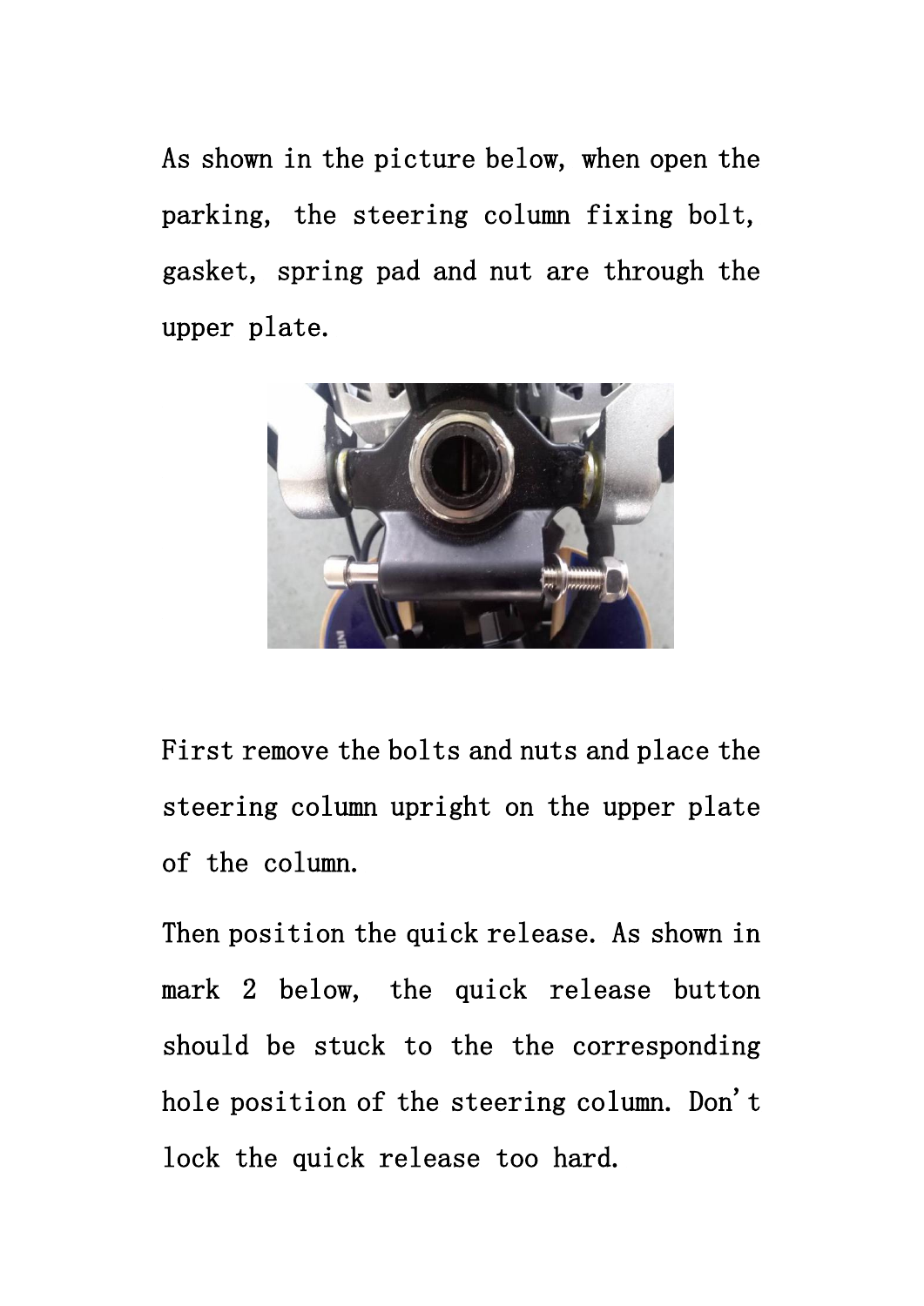As shown in the picture below, when open the parking, the steering column fixing bolt, gasket, spring pad and nut are through the upper plate.

First remove the bolts and nuts and place the steering column upright on the upper plate of the column.

Then position the quick release. As shown in mark 2 below, the quick release button should be stuck to the the corresponding hole position of the steering column. Don't lock the quick release too hard.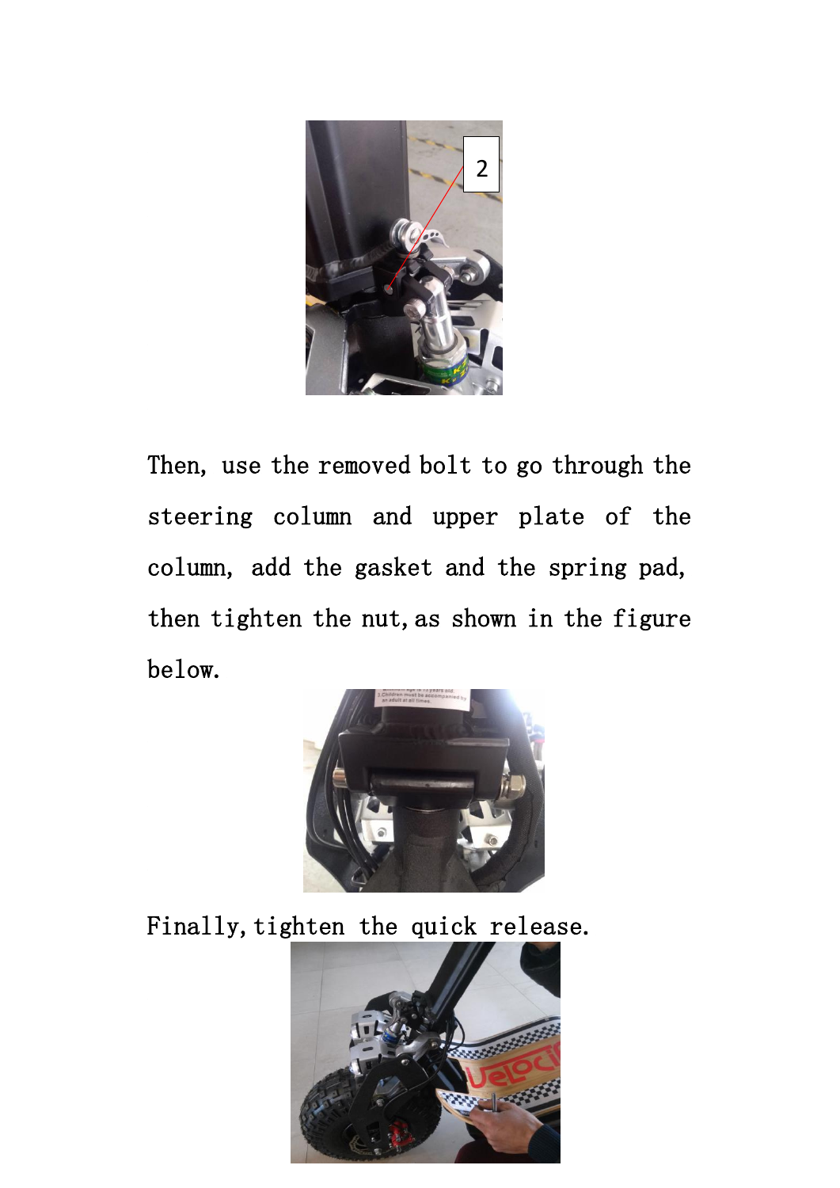Then, use the removed bolt to go through the steering column and upper plate of the column, add the gasket and the spring pad, then tighten the nut,as shown in the figure below.

Finally,tighten the quick release.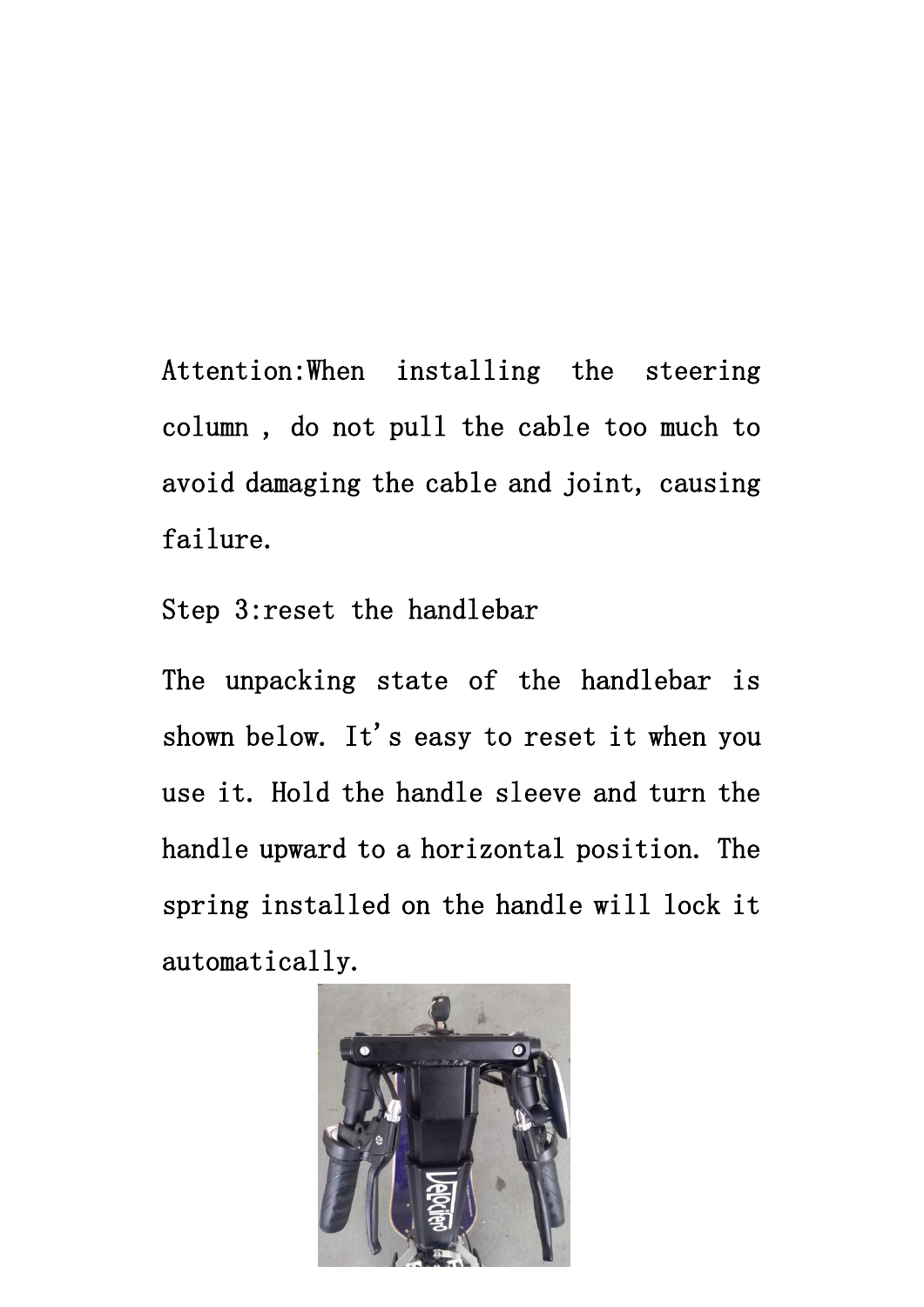Attention:When installing the steering column , do not pull the cable too much to avoid damaging the cable and joint, causing failure.

Step 3:reset the handlebar

The unpacking state of the handlebar is shown below. It's easy to reset it when you use it. Hold the handle sleeve and turn the handle upward to a horizontal position. The spring installed on the handle will lock it automatically.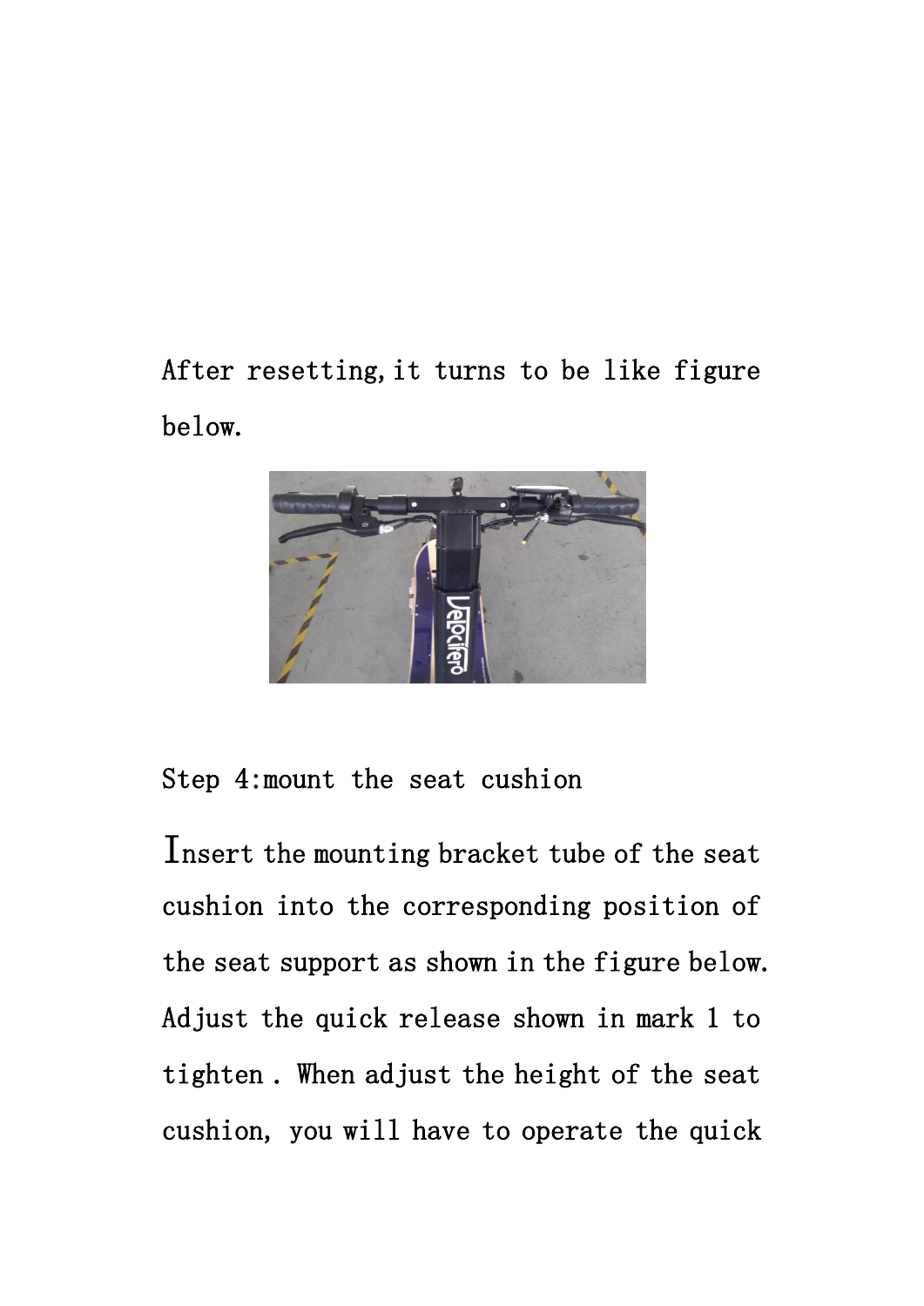After resetting, it turns to be like figure below.

Step 4:mount the seat cushion

Insert the mounting bracket tube of the seat cushion into the corresponding position of the seat support as shown in the figure below. Adjust the quick release shown in mark 1 to tighten . When adjust the height of the seat cushion, you will have to operate the quick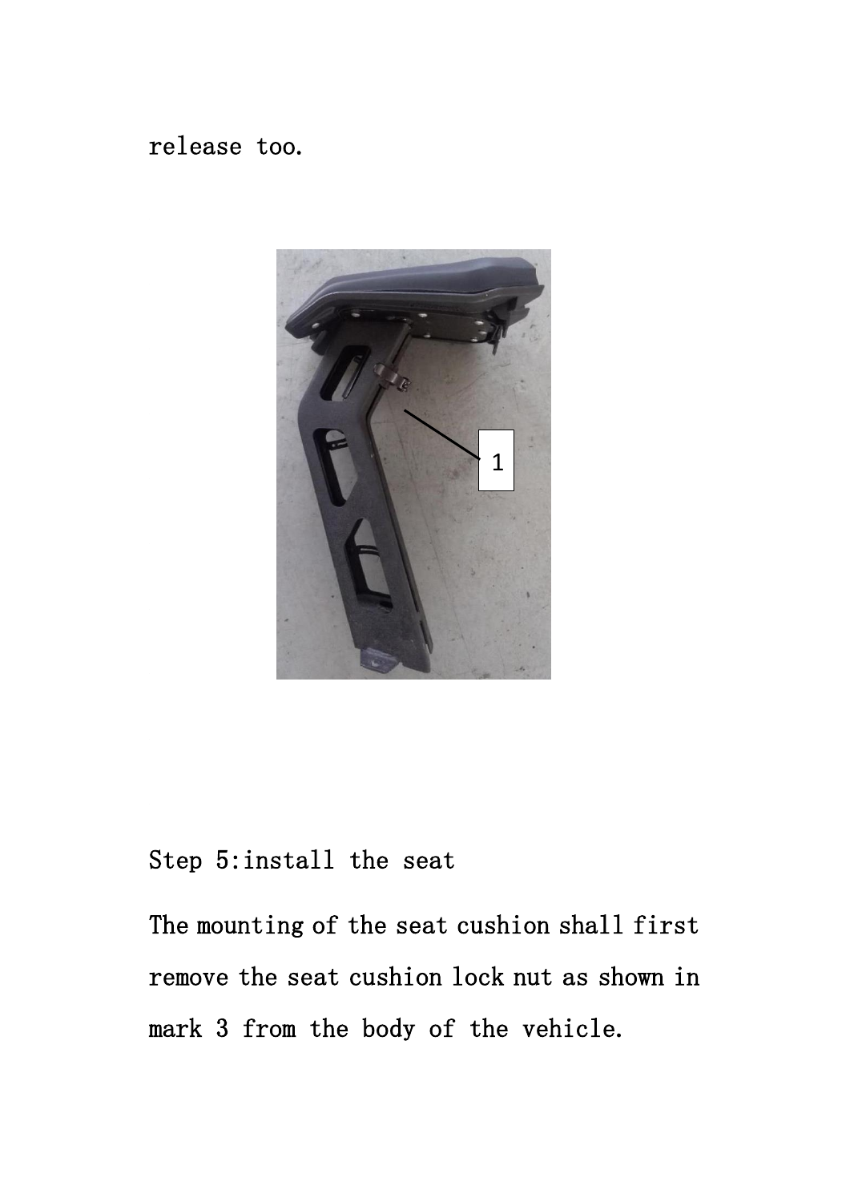release too.

Step 5:install the seat

The mounting of the seat cushion shall first remove the seat cushion lock nut as shown in mark 3 from the body of the vehicle.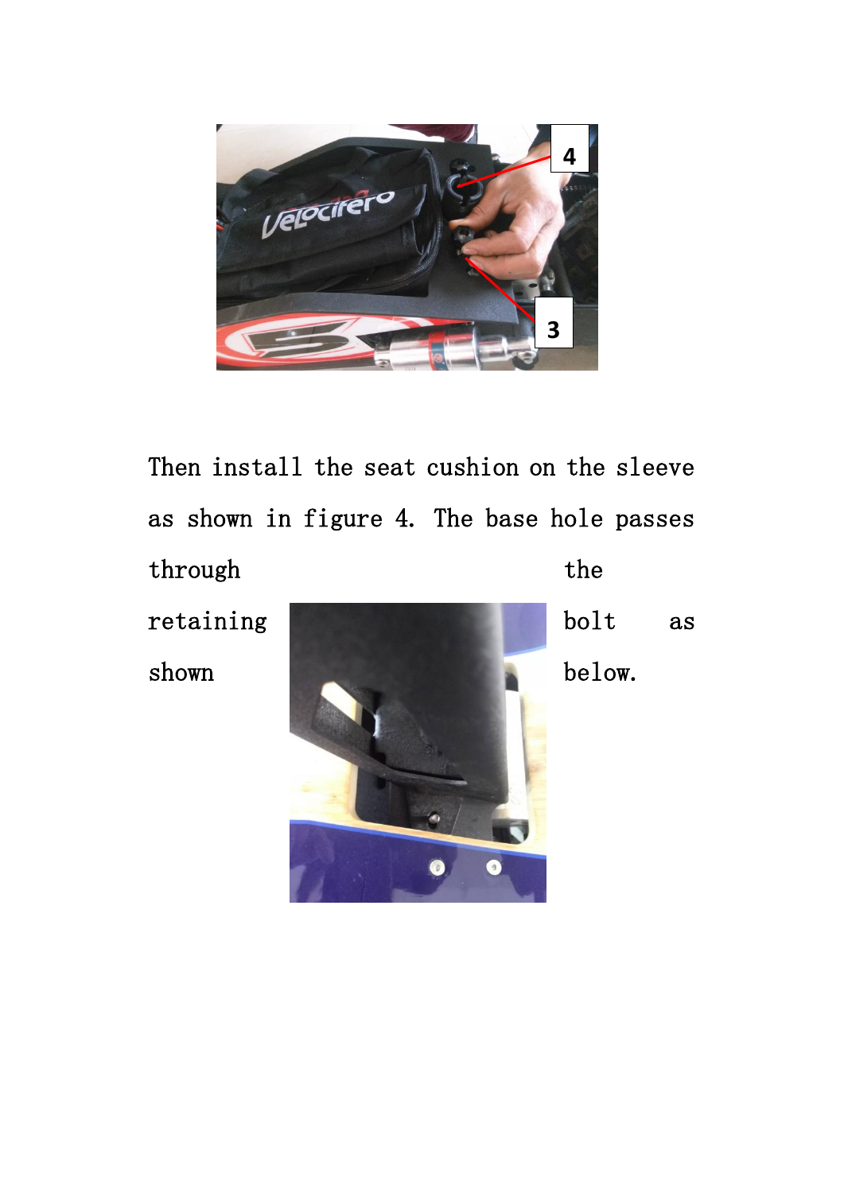Then install the seat cushion on the sleeve as shown in figure 4. The base hole passes through the retaining bolt as shown below.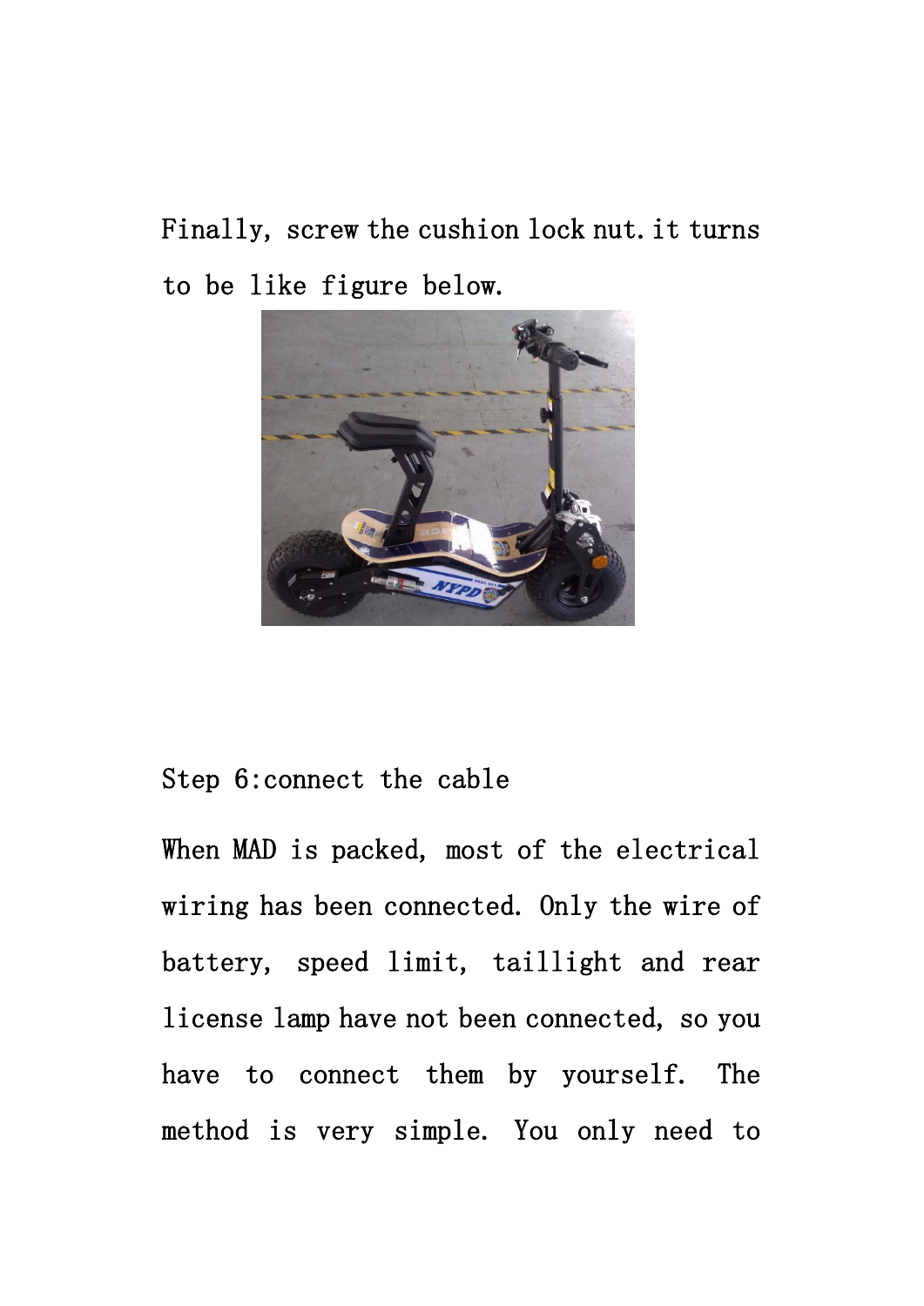Finally, screw the cushion lock nut. it turns to be like figure below.

Step 6:connect the cable

When MAD is packed, most of the electrical wiring has been connected. Only the wire of battery, speed limit, taillight and rear license lamp have not been connected, so you have to connect them by yourself. The method is very simple. You only need to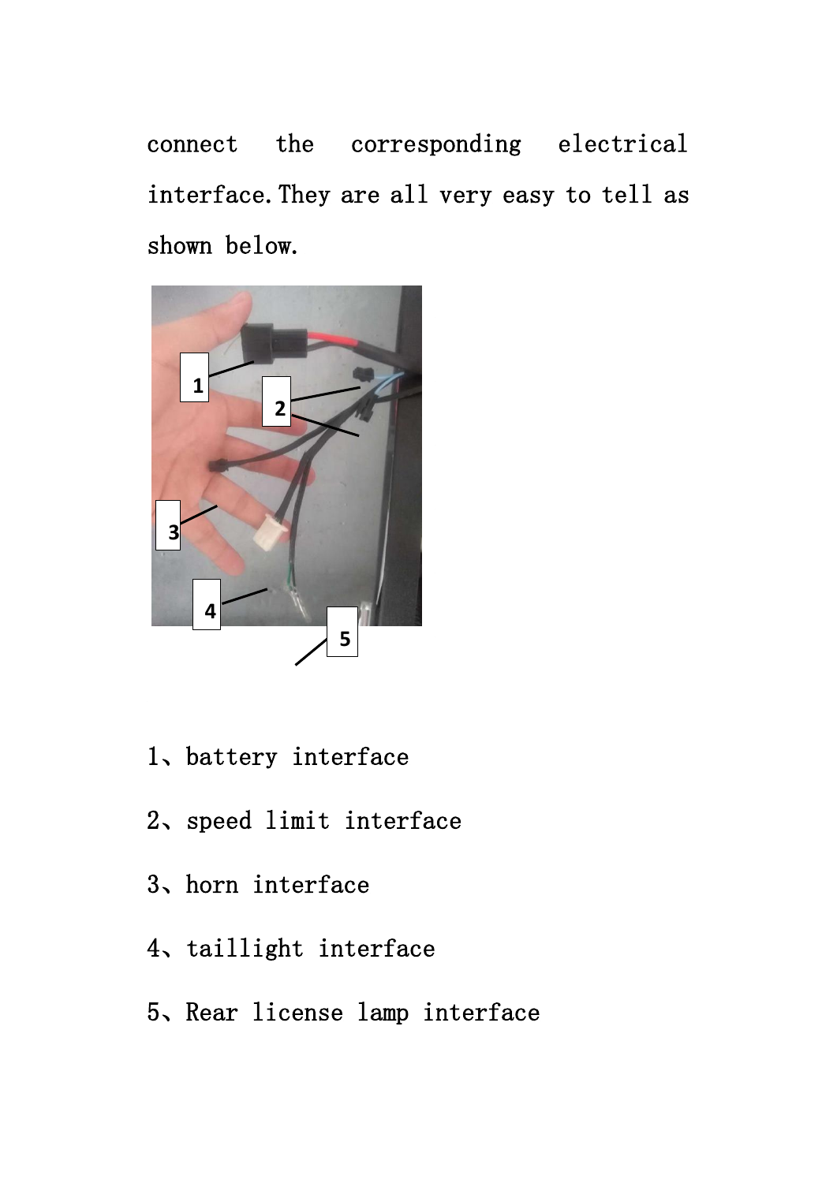connect the corresponding electrical interface. They are all very easy to tell as shown below.

1、battery interface

2、speed limit interface

3、horn interface

4、taillight interface

5、Rear license lamp interface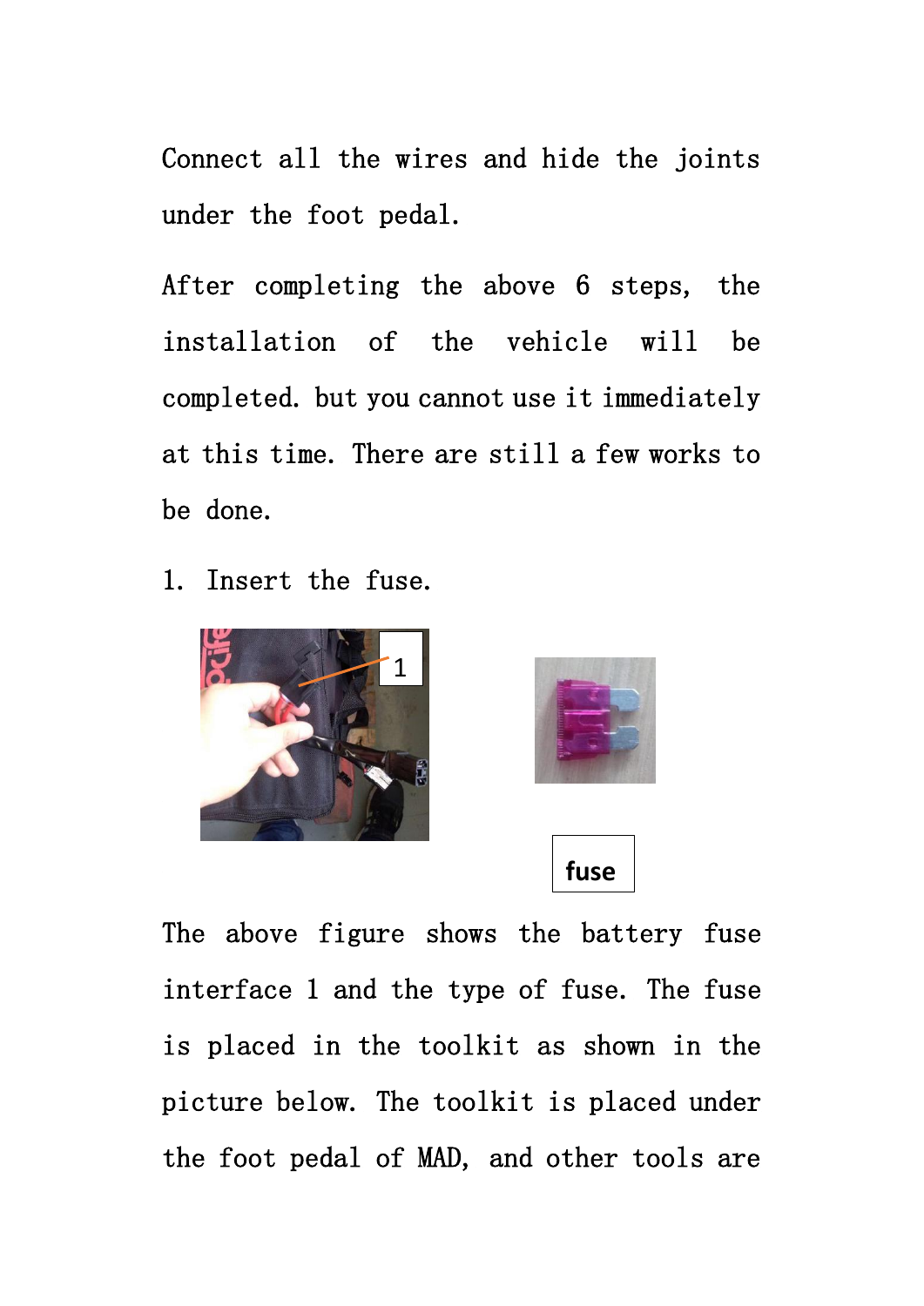Connect all the wires and hide the joints under the foot pedal.

After completing the above 6 steps, the installation of the vehicle will be completed. but you cannot use it immediately at this time. There are still a few works to be done.

1. Insert the fuse.

1

fuse

The above figure shows the battery fuse interface 1 and the type of fuse. The fuse is placed in the toolkit as shown in the picture below. The toolkit is placed under the foot pedal of MAD, and other tools are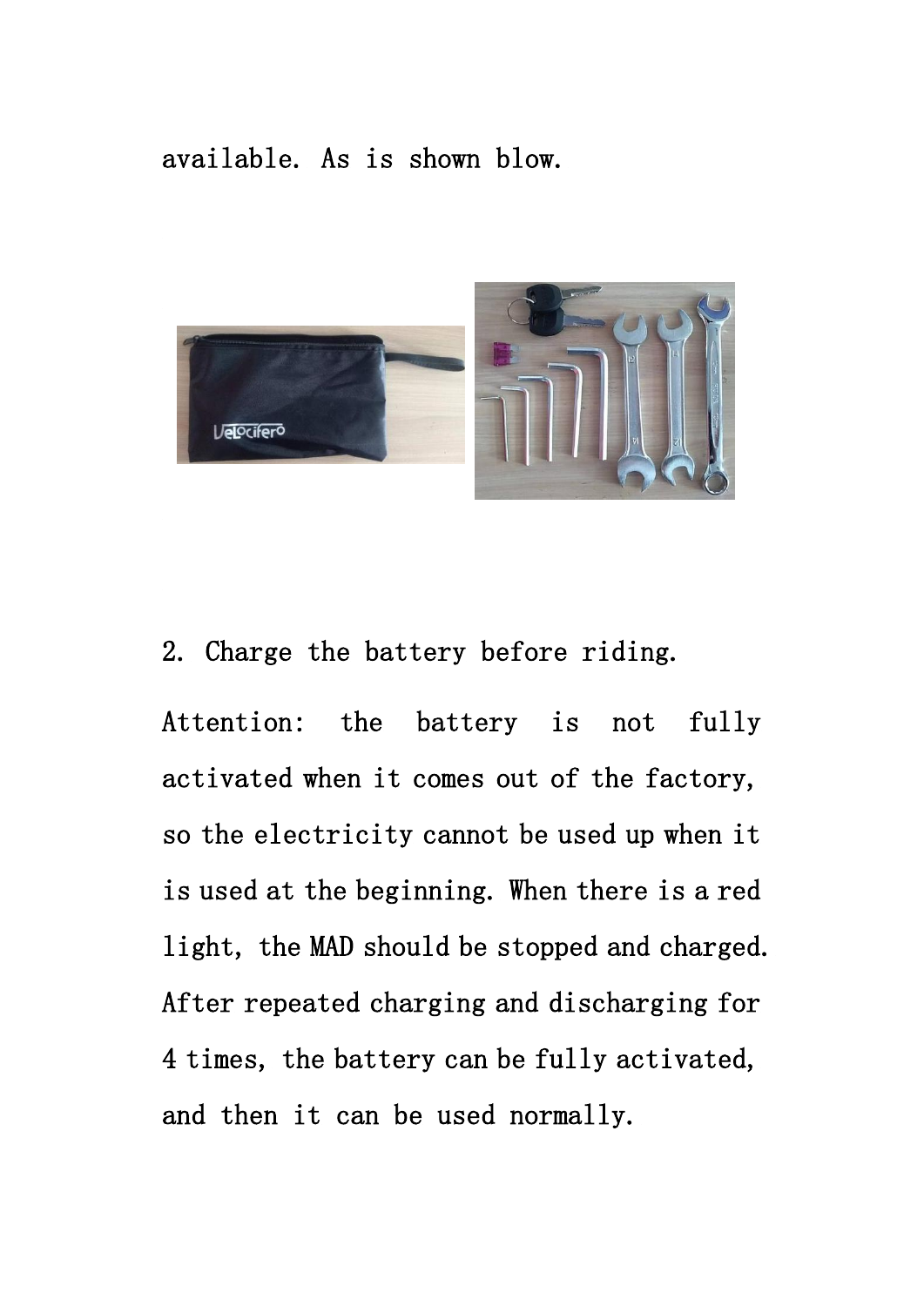available. As is shown blow.

2. Charge the battery before riding.

Attention: the battery is not fully activated when it comes out of the factory, so the electricity cannot be used up when it is used at the beginning. When there is a red light, the MAD should be stopped and charged. After repeated charging and discharging for 4 times, the battery can be fully activated, and then it can be used normally.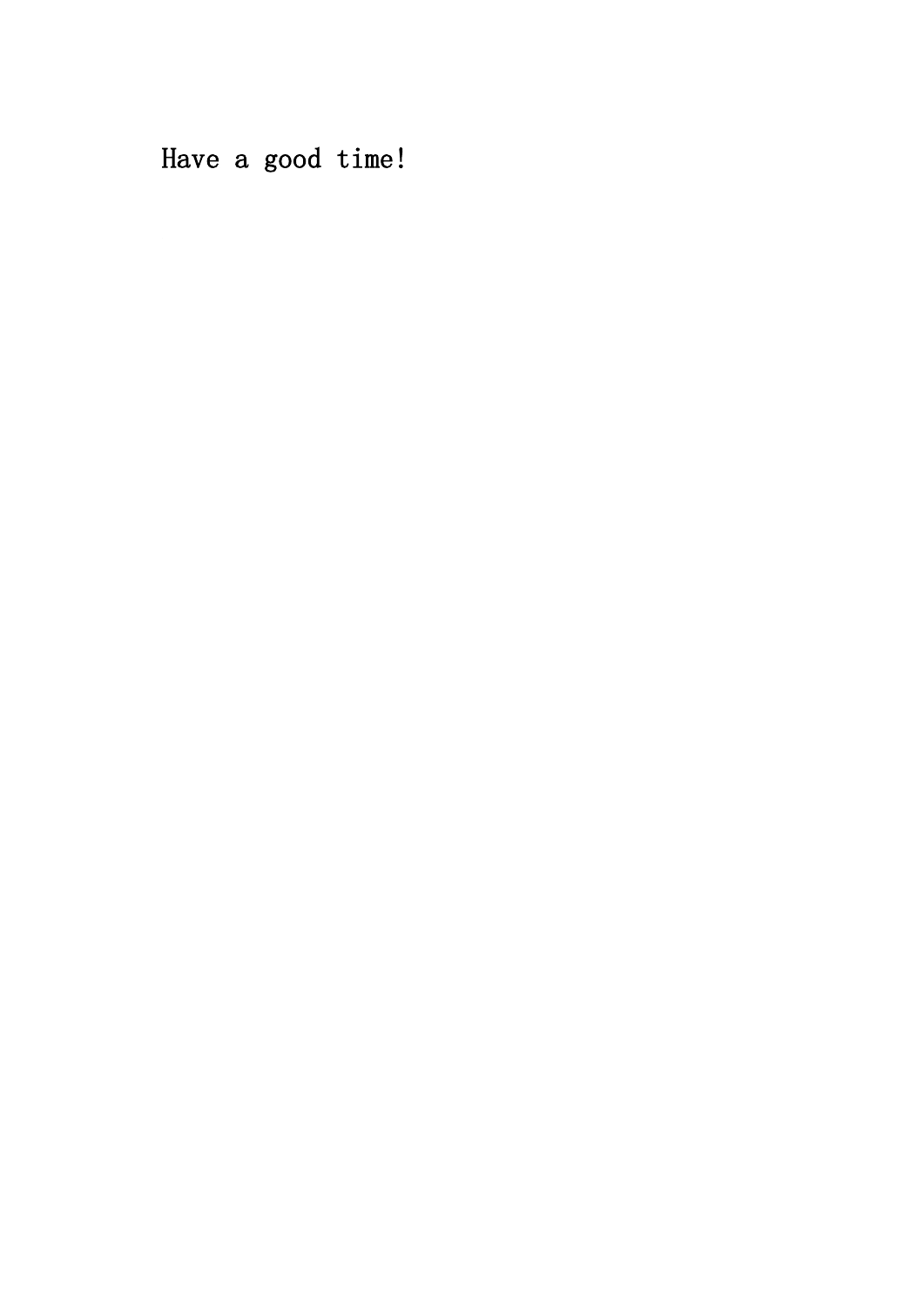Have a good time!